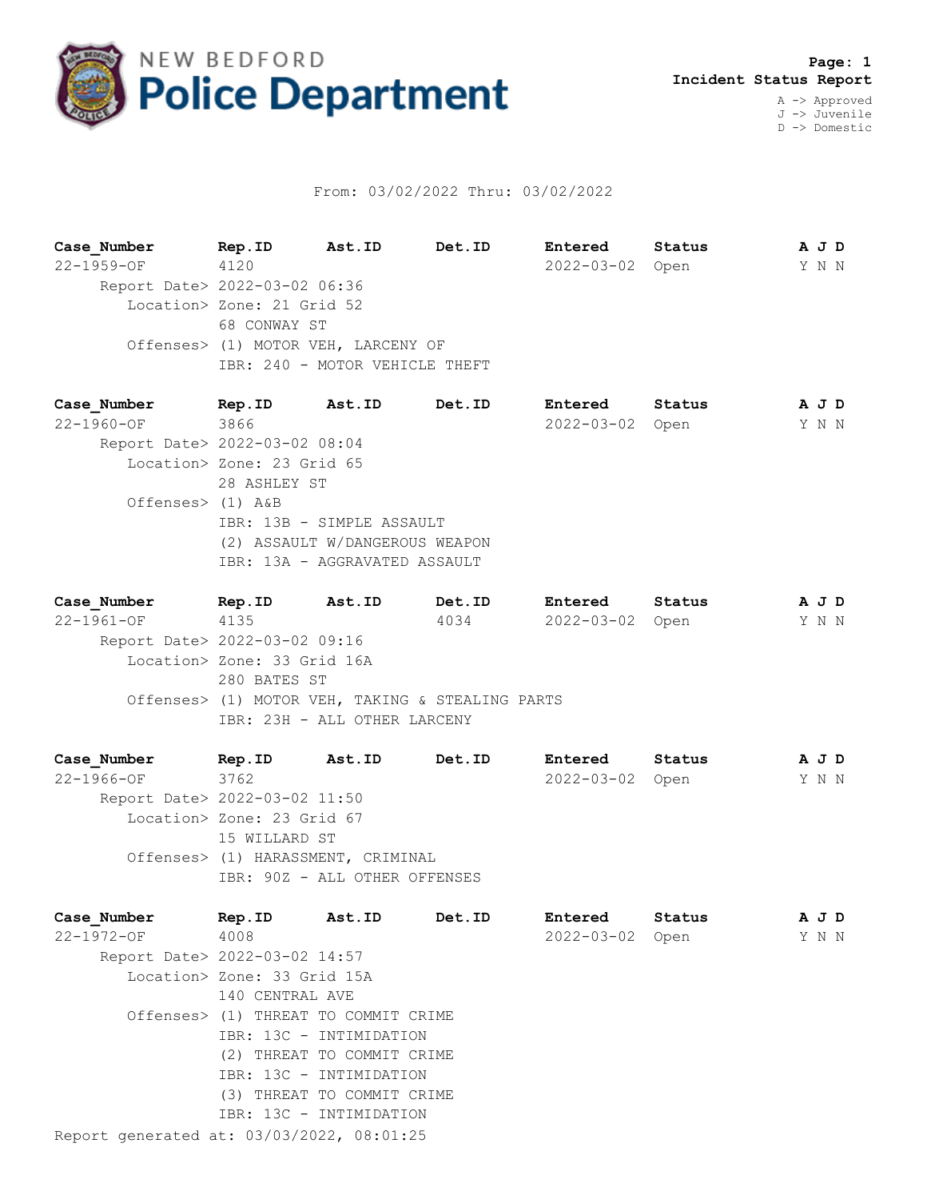NEW BEDFORD
# Police Department

**Page: 1**
**Incident Status Report**

A -> Approved
J -> Juvenile
D -> Domestic

From: 03/02/2022 Thru: 03/02/2022

| Case_Number | Rep.ID | Ast.ID | Det.ID | Entered | Status | A J D |
|---|---|---|---|---|---|---|
| 22-1959-OF | 4120 | | | 2022-03-02 | Open | Y N N |

Report Date> 2022-03-02 06:36
Location> Zone: 21 Grid 52
68 CONWAY ST
Offenses> (1) MOTOR VEH, LARCENY OF
IBR: 240 - MOTOR VEHICLE THEFT

| Case_Number | Rep.ID | Ast.ID | Det.ID | Entered | Status | A J D |
|---|---|---|---|---|---|---|
| 22-1960-OF | 3866 | | | 2022-03-02 | Open | Y N N |

Report Date> 2022-03-02 08:04
Location> Zone: 23 Grid 65
28 ASHLEY ST
Offenses> (1) A&B
IBR: 13B - SIMPLE ASSAULT
(2) ASSAULT W/DANGEROUS WEAPON
IBR: 13A - AGGRAVATED ASSAULT

| Case_Number | Rep.ID | Ast.ID | Det.ID | Entered | Status | A J D |
|---|---|---|---|---|---|---|
| 22-1961-OF | 4135 | | 4034 | 2022-03-02 | Open | Y N N |

Report Date> 2022-03-02 09:16
Location> Zone: 33 Grid 16A
280 BATES ST
Offenses> (1) MOTOR VEH, TAKING & STEALING PARTS
IBR: 23H - ALL OTHER LARCENY

| Case_Number | Rep.ID | Ast.ID | Det.ID | Entered | Status | A J D |
|---|---|---|---|---|---|---|
| 22-1966-OF | 3762 | | | 2022-03-02 | Open | Y N N |

Report Date> 2022-03-02 11:50
Location> Zone: 23 Grid 67
15 WILLARD ST
Offenses> (1) HARASSMENT, CRIMINAL
IBR: 90Z - ALL OTHER OFFENSES

| Case_Number | Rep.ID | Ast.ID | Det.ID | Entered | Status | A J D |
|---|---|---|---|---|---|---|
| 22-1972-OF | 4008 | | | 2022-03-02 | Open | Y N N |

Report Date> 2022-03-02 14:57
Location> Zone: 33 Grid 15A
140 CENTRAL AVE
Offenses> (1) THREAT TO COMMIT CRIME
IBR: 13C - INTIMIDATION
(2) THREAT TO COMMIT CRIME
IBR: 13C - INTIMIDATION
(3) THREAT TO COMMIT CRIME
IBR: 13C - INTIMIDATION

Report generated at: 03/03/2022, 08:01:25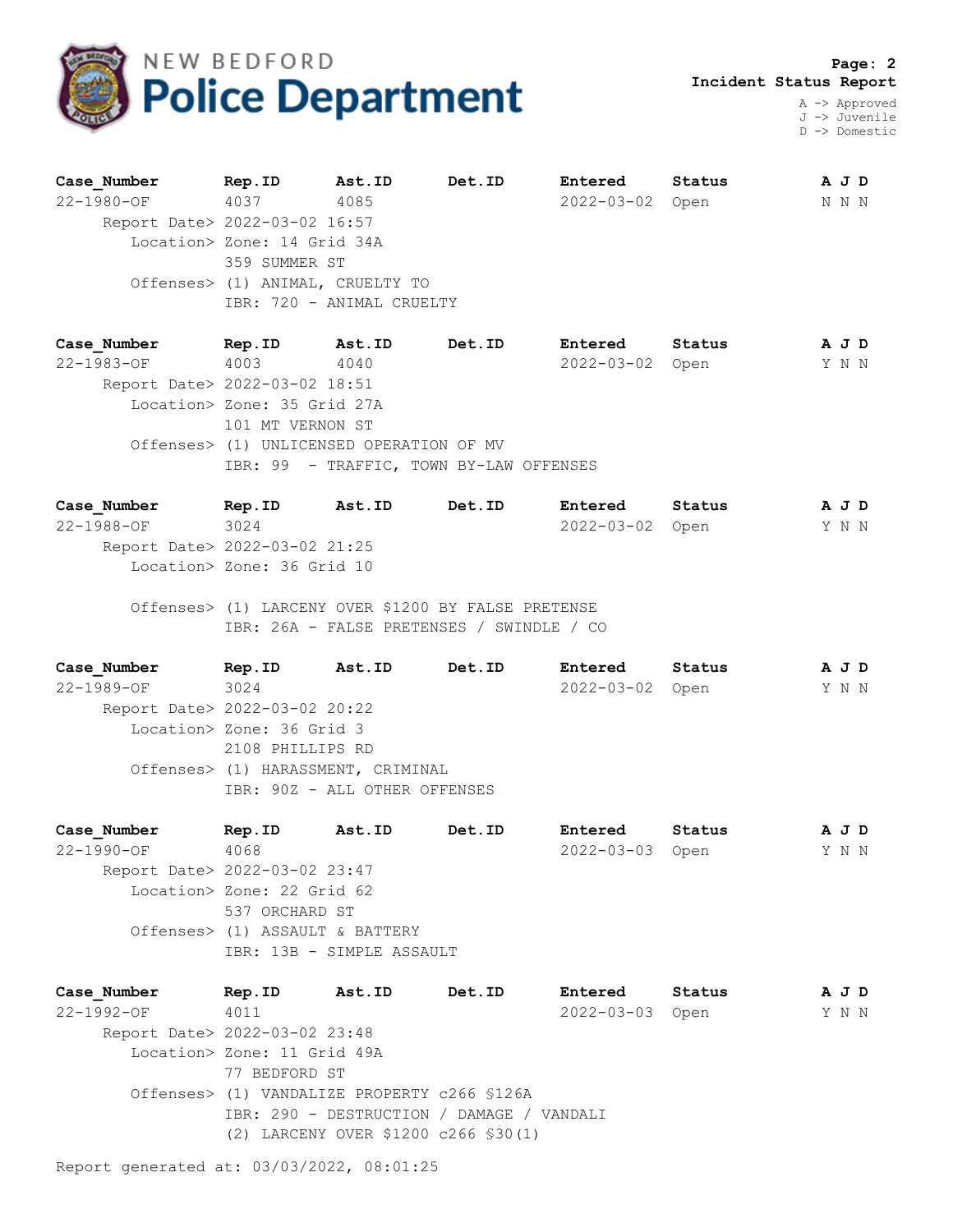# NEW BEDFORD Police Department

**Incident Status Report**

A -> Approved
J -> Juvenile
D -> Domestic

| Case_Number | Rep.ID | Ast.ID | Det.ID | Entered | Status | A J D |
|---|---|---|---|---|---|---|
| 22-1980-OF | 4037 | 4085 | | 2022-03-02 | Open | N N N |

Report Date> 2022-03-02 16:57
Location> Zone: 14 Grid 34A
359 SUMMER ST
Offenses> (1) ANIMAL, CRUELTY TO
IBR: 720 - ANIMAL CRUELTY

| Case_Number | Rep.ID | Ast.ID | Det.ID | Entered | Status | A J D |
|---|---|---|---|---|---|---|
| 22-1983-OF | 4003 | 4040 | | 2022-03-02 | Open | Y N N |

Report Date> 2022-03-02 18:51
Location> Zone: 35 Grid 27A
101 MT VERNON ST
Offenses> (1) UNLICENSED OPERATION OF MV
IBR: 99 - TRAFFIC, TOWN BY-LAW OFFENSES

| Case_Number | Rep.ID | Ast.ID | Det.ID | Entered | Status | A J D |
|---|---|---|---|---|---|---|
| 22-1988-OF | 3024 | | | 2022-03-02 | Open | Y N N |

Report Date> 2022-03-02 21:25
Location> Zone: 36 Grid 10

Offenses> (1) LARCENY OVER $1200 BY FALSE PRETENSE
IBR: 26A - FALSE PRETENSES / SWINDLE / CO

| Case_Number | Rep.ID | Ast.ID | Det.ID | Entered | Status | A J D |
|---|---|---|---|---|---|---|
| 22-1989-OF | 3024 | | | 2022-03-02 | Open | Y N N |

Report Date> 2022-03-02 20:22
Location> Zone: 36 Grid 3
2108 PHILLIPS RD
Offenses> (1) HARASSMENT, CRIMINAL
IBR: 90Z - ALL OTHER OFFENSES

| Case_Number | Rep.ID | Ast.ID | Det.ID | Entered | Status | A J D |
|---|---|---|---|---|---|---|
| 22-1990-OF | 4068 | | | 2022-03-03 | Open | Y N N |

Report Date> 2022-03-02 23:47
Location> Zone: 22 Grid 62
537 ORCHARD ST
Offenses> (1) ASSAULT & BATTERY
IBR: 13B - SIMPLE ASSAULT

| Case_Number | Rep.ID | Ast.ID | Det.ID | Entered | Status | A J D |
|---|---|---|---|---|---|---|
| 22-1992-OF | 4011 | | | 2022-03-03 | Open | Y N N |

Report Date> 2022-03-02 23:48
Location> Zone: 11 Grid 49A
77 BEDFORD ST
Offenses> (1) VANDALIZE PROPERTY c266 §126A
IBR: 290 - DESTRUCTION / DAMAGE / VANDALI
(2) LARCENY OVER $1200 c266 §30(1)

Report generated at: 03/03/2022, 08:01:25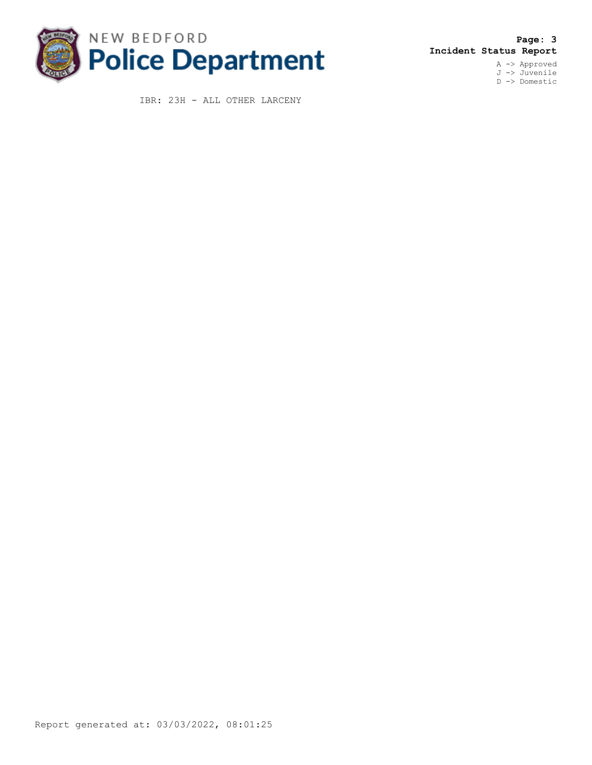IBR: 23H - ALL OTHER LARCENY